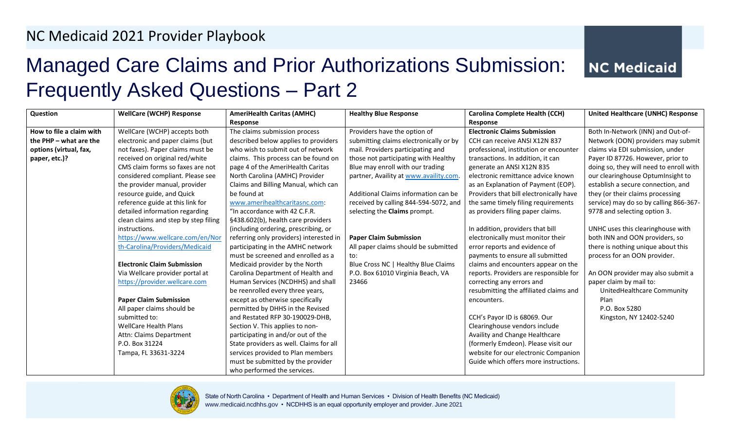NC Medicaid 2021 Provider Playbook

# Managed Care Claims and Prior Authorizations Submission: Frequently Asked Questions – Part 2

| Question | WellCare (WCHP) Response | AmeriHealth Caritas (AMHC) Response | Healthy Blue Response | Carolina Complete Health (CCH) Response | United Healthcare (UNHC) Response |
|---|---|---|---|---|---|
| **How to file a claim with the PHP – what are the options (virtual, fax, paper, etc.)?** | WellCare (WCHP) accepts both electronic and paper claims (but not faxes). Paper claims must be received on original red/white CMS claim forms so faxes are not considered compliant. Please see the provider manual, provider resource guide, and Quick reference guide at this link for detailed information regarding clean claims and step by step filing instructions. https://www.wellcare.com/en/North-Carolina/Providers/Medicaid<br><br>**Electronic Claim Submission**<br>Via Wellcare provider portal at https://provider.wellcare.com<br><br>**Paper Claim Submission**<br>All paper claims should be submitted to:<br>WellCare Health Plans<br>Attn: Claims Department<br>P.O. Box 31224<br>Tampa, FL 33631-3224 | The claims submission process described below applies to providers who wish to submit out of network claims. This process can be found on page 4 of the AmeriHealth Caritas North Carolina (AMHC) Provider Claims and Billing Manual, which can be found at www.amerihealthcaritasnc.com: "In accordance with 42 C.F.R. §438.602(b), health care providers (including ordering, prescribing, or referring only providers) interested in participating in the AMHC network must be screened and enrolled as a Medicaid provider by the North Carolina Department of Health and Human Services (NCDHHS) and shall be reenrolled every three years, except as otherwise specifically permitted by DHHS in the Revised and Restated RFP 30-190029-DHB, Section V. This applies to non-participating in and/or out of the State providers as well. Claims for all services provided to Plan members must be submitted by the provider who performed the services. | Providers have the option of submitting claims electronically or by mail. Providers participating and those not participating with Healthy Blue may enroll with our trading partner, Availity at www.availity.com.<br><br>Additional Claims information can be received by calling 844-594-5072, and selecting the **Claims** prompt.<br><br>**Paper Claim Submission**<br>All paper claims should be submitted to:<br>Blue Cross NC \| Healthy Blue Claims<br>P.O. Box 61010 Virginia Beach, VA 23466 | **Electronic Claims Submission**<br>CCH can receive ANSI X12N 837 professional, institution or encounter transactions. In addition, it can generate an ANSI X12N 835 electronic remittance advice known as an Explanation of Payment (EOP). Providers that bill electronically have the same timely filing requirements as providers filing paper claims.<br><br>In addition, providers that bill electronically must monitor their error reports and evidence of payments to ensure all submitted claims and encounters appear on the reports. Providers are responsible for correcting any errors and resubmitting the affiliated claims and encounters.<br><br>CCH's Payor ID is 68069. Our Clearinghouse vendors include Availity and Change Healthcare (formerly Emdeon). Please visit our website for our electronic Companion Guide which offers more instructions. | Both In-Network (INN) and Out-of-Network (OON) providers may submit claims via EDI submission, under Payer ID 87726. However, prior to doing so, they will need to enroll with our clearinghouse OptumInsight to establish a secure connection, and they (or their claims processing service) may do so by calling 866-367-9778 and selecting option 3.<br><br>UNHC uses this clearinghouse with both INN and OON providers, so there is nothing unique about this process for an OON provider.<br><br>An OON provider may also submit a paper claim by mail to:<br>UnitedHealthcare Community Plan<br>P.O. Box 5280<br>Kingston, NY 12402-5240 |

State of North Carolina • Department of Health and Human Services • Division of Health Benefits (NC Medicaid)
www.medicaid.ncdhhs.gov • NCDHHS is an equal opportunity employer and provider. June 2021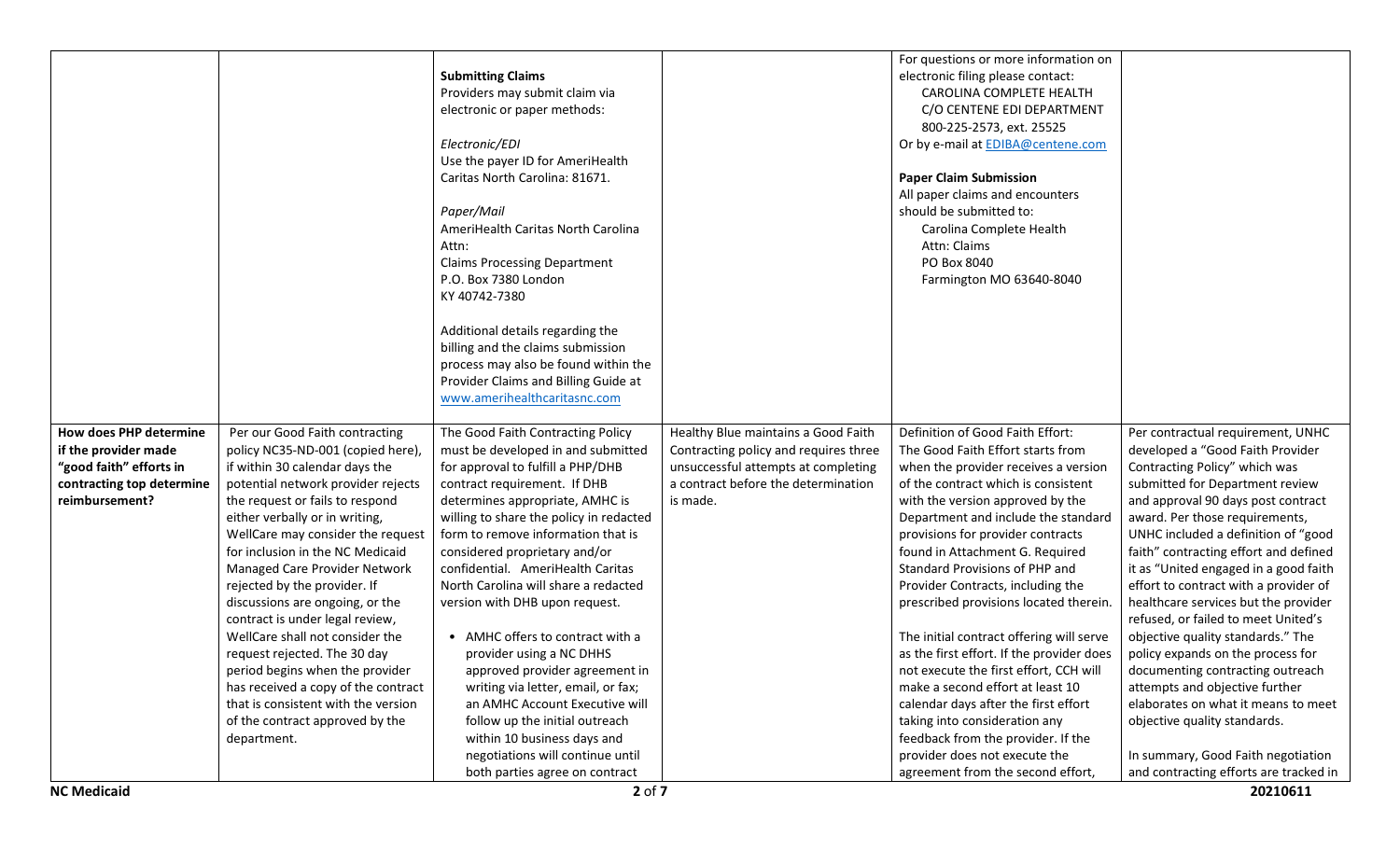| | | | | | |
|---|---|---|---|---|---|
| | | **Submitting Claims**<br>Providers may submit claim via electronic or paper methods:<br><br>*Electronic/EDI*<br>Use the payer ID for AmeriHealth Caritas North Carolina: 81671.<br><br>*Paper/Mail*<br>AmeriHealth Caritas North Carolina<br>Attn:<br>Claims Processing Department<br>P.O. Box 7380 London<br>KY 40742-7380<br><br>Additional details regarding the billing and the claims submission process may also be found within the Provider Claims and Billing Guide at www.amerihealthcaritasnc.com | | For questions or more information on electronic filing please contact:<br>CAROLINA COMPLETE HEALTH<br>C/O CENTENE EDI DEPARTMENT<br>800-225-2573, ext. 25525<br>Or by e-mail at EDIBA@centene.com<br><br>**Paper Claim Submission**<br>All paper claims and encounters should be submitted to:<br>Carolina Complete Health<br>Attn: Claims<br>PO Box 8040<br>Farmington MO 63640-8040 | |
| **How does PHP determine if the provider made "good faith" efforts in contracting top determine reimbursement?** | Per our Good Faith contracting policy NC35-ND-001 (copied here), if within 30 calendar days the potential network provider rejects the request or fails to respond either verbally or in writing, WellCare may consider the request for inclusion in the NC Medicaid Managed Care Provider Network rejected by the provider. If discussions are ongoing, or the contract is under legal review, WellCare shall not consider the request rejected. The 30 day period begins when the provider has received a copy of the contract that is consistent with the version of the contract approved by the department. | The Good Faith Contracting Policy must be developed in and submitted for approval to fulfill a PHP/DHB contract requirement. If DHB determines appropriate, AMHC is willing to share the policy in redacted form to remove information that is considered proprietary and/or confidential. AmeriHealth Caritas North Carolina will share a redacted version with DHB upon request.<br><br>• AMHC offers to contract with a provider using a NC DHHS approved provider agreement in writing via letter, email, or fax; an AMHC Account Executive will follow up the initial outreach within 10 business days and negotiations will continue until both parties agree on contract | Healthy Blue maintains a Good Faith Contracting policy and requires three unsuccessful attempts at completing a contract before the determination is made. | Definition of Good Faith Effort:<br>The Good Faith Effort starts from when the provider receives a version of the contract which is consistent with the version approved by the Department and include the standard provisions for provider contracts found in Attachment G. Required Standard Provisions of PHP and Provider Contracts, including the prescribed provisions located therein.<br><br>The initial contract offering will serve as the first effort. If the provider does not execute the first effort, CCH will make a second effort at least 10 calendar days after the first effort taking into consideration any feedback from the provider. If the provider does not execute the agreement from the second effort, | Per contractual requirement, UNHC developed a "Good Faith Provider Contracting Policy" which was submitted for Department review and approval 90 days post contract award. Per those requirements, UNHC included a definition of "good faith" contracting effort and defined it as "United engaged in a good faith effort to contract with a provider of healthcare services but the provider refused, or failed to meet United's objective quality standards." The policy expands on the process for documenting contracting outreach attempts and objective further elaborates on what it means to meet objective quality standards.<br><br>In summary, Good Faith negotiation and contracting efforts are tracked in |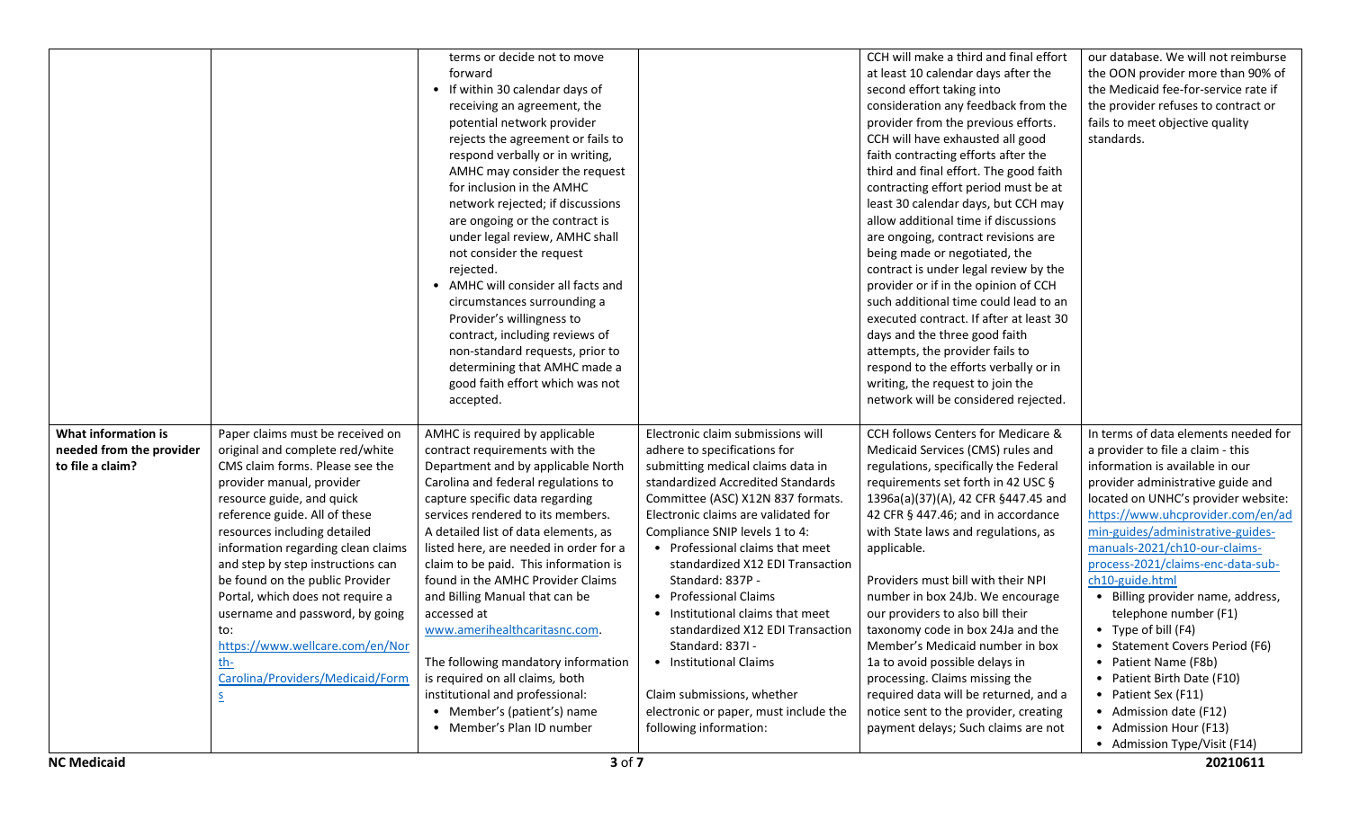| | | | | | |
|---|---|---|---|---|---|
| | | terms or decide not to move forward<br>• If within 30 calendar days of receiving an agreement, the potential network provider rejects the agreement or fails to respond verbally or in writing, AMHC may consider the request for inclusion in the AMHC network rejected; if discussions are ongoing or the contract is under legal review, AMHC shall not consider the request rejected.<br>• AMHC will consider all facts and circumstances surrounding a Provider's willingness to contract, including reviews of non-standard requests, prior to determining that AMHC made a good faith effort which was not accepted. | | CCH will make a third and final effort at least 10 calendar days after the second effort taking into consideration any feedback from the provider from the previous efforts. CCH will have exhausted all good faith contracting efforts after the third and final effort. The good faith contracting effort period must be at least 30 calendar days, but CCH may allow additional time if discussions are ongoing, contract revisions are being made or negotiated, the contract is under legal review by the provider or if in the opinion of CCH such additional time could lead to an executed contract. If after at least 30 days and the three good faith attempts, the provider fails to respond to the efforts verbally or in writing, the request to join the network will be considered rejected. | our database. We will not reimburse the OON provider more than 90% of the Medicaid fee-for-service rate if the provider refuses to contract or fails to meet objective quality standards. |
| **What information is needed from the provider to file a claim?** | Paper claims must be received on original and complete red/white CMS claim forms. Please see the provider manual, provider resource guide, and quick reference guide. All of these resources including detailed information regarding clean claims and step by step instructions can be found on the public Provider Portal, which does not require a username and password, by going to: https://www.wellcare.com/en/North-Carolina/Providers/Medicaid/Forms | AMHC is required by applicable contract requirements with the Department and by applicable North Carolina and federal regulations to capture specific data regarding services rendered to its members. A detailed list of data elements, as listed here, are needed in order for a claim to be paid. This information is found in the AMHC Provider Claims and Billing Manual that can be accessed at www.amerihealthcaritasnc.com.<br><br>The following mandatory information is required on all claims, both institutional and professional:<br>• Member's (patient's) name<br>• Member's Plan ID number | Electronic claim submissions will adhere to specifications for submitting medical claims data in standardized Accredited Standards Committee (ASC) X12N 837 formats. Electronic claims are validated for Compliance SNIP levels 1 to 4:<br>• Professional claims that meet standardized X12 EDI Transaction Standard: 837P - <br>• Professional Claims<br>• Institutional claims that meet standardized X12 EDI Transaction Standard: 837I -<br>• Institutional Claims<br><br>Claim submissions, whether electronic or paper, must include the following information: | CCH follows Centers for Medicare & Medicaid Services (CMS) rules and regulations, specifically the Federal requirements set forth in 42 USC § 1396a(a)(37)(A), 42 CFR §447.45 and 42 CFR § 447.46; and in accordance with State laws and regulations, as applicable.<br><br>Providers must bill with their NPI number in box 24Jb. We encourage our providers to also bill their taxonomy code in box 24Ja and the Member's Medicaid number in box 1a to avoid possible delays in processing. Claims missing the required data will be returned, and a notice sent to the provider, creating payment delays; Such claims are not | In terms of data elements needed for a provider to file a claim - this information is available in our provider administrative guide and located on UNHC's provider website: https://www.uhcprovider.com/en/admin-guides/administrative-guides-manuals-2021/ch10-our-claims-process-2021/claims-enc-data-sub-ch10-guide.html<br>• Billing provider name, address, telephone number (F1)<br>• Type of bill (F4)<br>• Statement Covers Period (F6)<br>• Patient Name (F8b)<br>• Patient Birth Date (F10)<br>• Patient Sex (F11)<br>• Admission date (F12)<br>• Admission Hour (F13)<br>• Admission Type/Visit (F14) |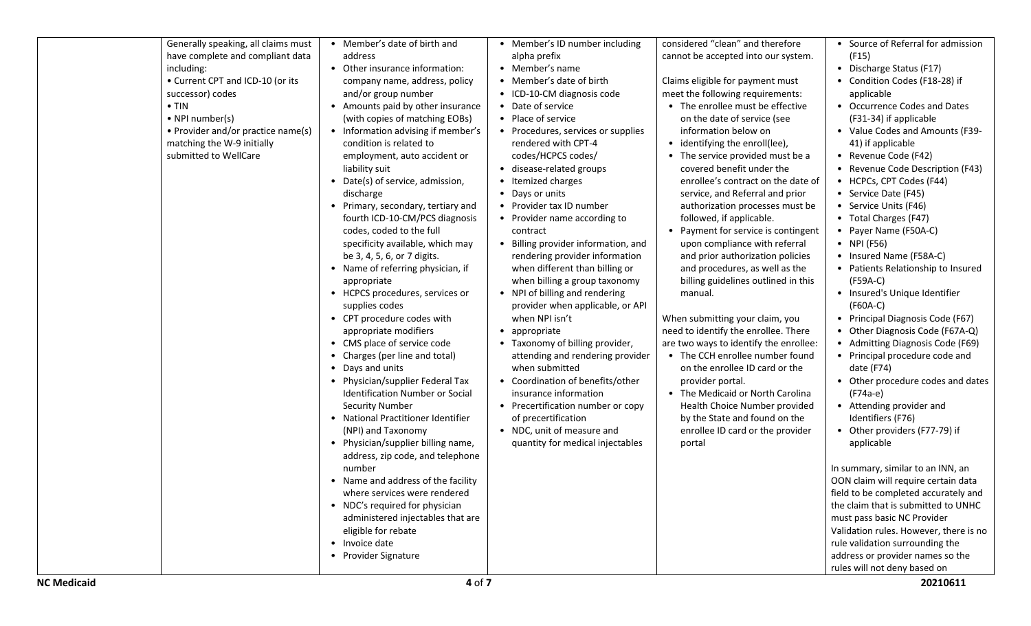| | | | | | |
|---|---|---|---|---|---|
| | Generally speaking, all claims must have complete and compliant data including:<br>• Current CPT and ICD-10 (or its successor) codes<br>• TIN<br>• NPI number(s)<br>• Provider and/or practice name(s) matching the W-9 initially submitted to WellCare | • Member's date of birth and address<br>• Other insurance information: company name, address, policy and/or group number<br>• Amounts paid by other insurance (with copies of matching EOBs)<br>• Information advising if member's condition is related to employment, auto accident or liability suit<br>• Date(s) of service, admission, discharge<br>• Primary, secondary, tertiary and fourth ICD-10-CM/PCS diagnosis codes, coded to the full specificity available, which may be 3, 4, 5, 6, or 7 digits.<br>• Name of referring physician, if appropriate<br>• HCPCS procedures, services or supplies codes<br>• CPT procedure codes with appropriate modifiers<br>• CMS place of service code<br>• Charges (per line and total)<br>• Days and units<br>• Physician/supplier Federal Tax Identification Number or Social Security Number<br>• National Practitioner Identifier (NPI) and Taxonomy<br>• Physician/supplier billing name, address, zip code, and telephone number<br>• Name and address of the facility where services were rendered<br>• NDC's required for physician administered injectables that are eligible for rebate<br>• Invoice date<br>• Provider Signature | • Member's ID number including alpha prefix<br>• Member's name<br>• Member's date of birth<br>• ICD-10-CM diagnosis code<br>• Date of service<br>• Place of service<br>• Procedures, services or supplies rendered with CPT-4 codes/HCPCS codes/<br>• disease-related groups<br>• Itemized charges<br>• Days or units<br>• Provider tax ID number<br>• Provider name according to contract<br>• Billing provider information, and rendering provider information when different than billing or when billing a group taxonomy<br>• NPI of billing and rendering provider when applicable, or API when NPI isn't<br>• appropriate<br>• Taxonomy of billing provider, attending and rendering provider when submitted<br>• Coordination of benefits/other insurance information<br>• Precertification number or copy of precertification<br>• NDC, unit of measure and quantity for medical injectables | considered "clean" and therefore cannot be accepted into our system.<br><br>Claims eligible for payment must meet the following requirements:<br>• The enrollee must be effective on the date of service (see information below on<br>• identifying the enroll(lee),<br>• The service provided must be a covered benefit under the enrollee's contract on the date of service, and Referral and prior authorization processes must be followed, if applicable.<br>• Payment for service is contingent upon compliance with referral and prior authorization policies and procedures, as well as the billing guidelines outlined in this manual.<br><br>When submitting your claim, you need to identify the enrollee. There are two ways to identify the enrollee:<br>• The CCH enrollee number found on the enrollee ID card or the provider portal.<br>• The Medicaid or North Carolina Health Choice Number provided by the State and found on the enrollee ID card or the provider portal | • Source of Referral for admission (F15)<br>• Discharge Status (F17)<br>• Condition Codes (F18-28) if applicable<br>• Occurrence Codes and Dates (F31-34) if applicable<br>• Value Codes and Amounts (F39-41) if applicable<br>• Revenue Code (F42)<br>• Revenue Code Description (F43)<br>• HCPCs, CPT Codes (F44)<br>• Service Date (F45)<br>• Service Units (F46)<br>• Total Charges (F47)<br>• Payer Name (F50A-C)<br>• NPI (F56)<br>• Insured Name (F58A-C)<br>• Patients Relationship to Insured (F59A-C)<br>• Insured's Unique Identifier (F60A-C)<br>• Principal Diagnosis Code (F67)<br>• Other Diagnosis Code (F67A-Q)<br>• Admitting Diagnosis Code (F69)<br>• Principal procedure code and date (F74)<br>• Other procedure codes and dates (F74a-e)<br>• Attending provider and Identifiers (F76)<br>• Other providers (F77-79) if applicable<br><br>In summary, similar to an INN, an OON claim will require certain data field to be completed accurately and the claim that is submitted to UNHC must pass basic NC Provider Validation rules. However, there is no rule validation surrounding the address or provider names so the rules will not deny based on |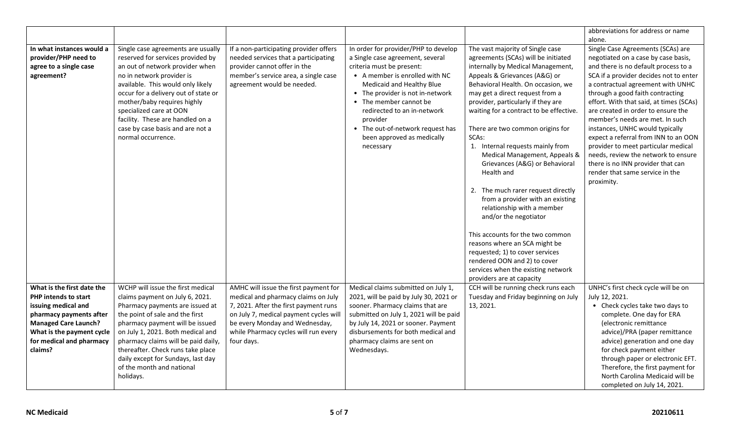| | | | | | |
|---|---|---|---|---|---|
| | | | | | abbreviations for address or name alone. |
| **In what instances would a provider/PHP need to agree to a single case agreement?** | Single case agreements are usually reserved for services provided by an out of network provider when no in network provider is available. This would only likely occur for a delivery out of state or mother/baby requires highly specialized care at OON facility. These are handled on a case by case basis and are not a normal occurrence. | If a non-participating provider offers needed services that a participating provider cannot offer in the member's service area, a single case agreement would be needed. | In order for provider/PHP to develop a Single case agreement, several criteria must be present:<br>• A member is enrolled with NC Medicaid and Healthy Blue<br>• The provider is not in-network<br>• The member cannot be redirected to an in-network provider<br>• The out-of-network request has been approved as medically necessary | The vast majority of Single case agreements (SCAs) will be initiated internally by Medical Management, Appeals & Grievances (A&G) or Behavioral Health. On occasion, we may get a direct request from a provider, particularly if they are waiting for a contract to be effective.<br><br>There are two common origins for SCAs:<br>1. Internal requests mainly from Medical Management, Appeals & Grievances (A&G) or Behavioral Health and<br><br>2. The much rarer request directly from a provider with an existing relationship with a member and/or the negotiator<br><br>This accounts for the two common reasons where an SCA might be requested; 1) to cover services rendered OON and 2) to cover services when the existing network providers are at capacity | Single Case Agreements (SCAs) are negotiated on a case by case basis, and there is no default process to a SCA if a provider decides not to enter a contractual agreement with UNHC through a good faith contracting effort. With that said, at times (SCAs) are created in order to ensure the member's needs are met. In such instances, UNHC would typically expect a referral from INN to an OON provider to meet particular medical needs, review the network to ensure there is no INN provider that can render that same service in the proximity. |
| **What is the first date the PHP intends to start issuing medical and pharmacy payments after Managed Care Launch? What is the payment cycle for medical and pharmacy claims?** | WCHP will issue the first medical claims payment on July 6, 2021. Pharmacy payments are issued at the point of sale and the first pharmacy payment will be issued on July 1, 2021. Both medical and pharmacy claims will be paid daily, thereafter. Check runs take place daily except for Sundays, last day of the month and national holidays. | AMHC will issue the first payment for medical and pharmacy claims on July 7, 2021. After the first payment runs on July 7, medical payment cycles will be every Monday and Wednesday, while Pharmacy cycles will run every four days. | Medical claims submitted on July 1, 2021, will be paid by July 30, 2021 or sooner. Pharmacy claims that are submitted on July 1, 2021 will be paid by July 14, 2021 or sooner. Payment disbursements for both medical and pharmacy claims are sent on Wednesdays. | CCH will be running check runs each Tuesday and Friday beginning on July 13, 2021. | UNHC's first check cycle will be on July 12, 2021.<br>• Check cycles take two days to complete. One day for ERA (electronic remittance advice)/PRA (paper remittance advice) generation and one day for check payment either through paper or electronic EFT. Therefore, the first payment for North Carolina Medicaid will be completed on July 14, 2021. |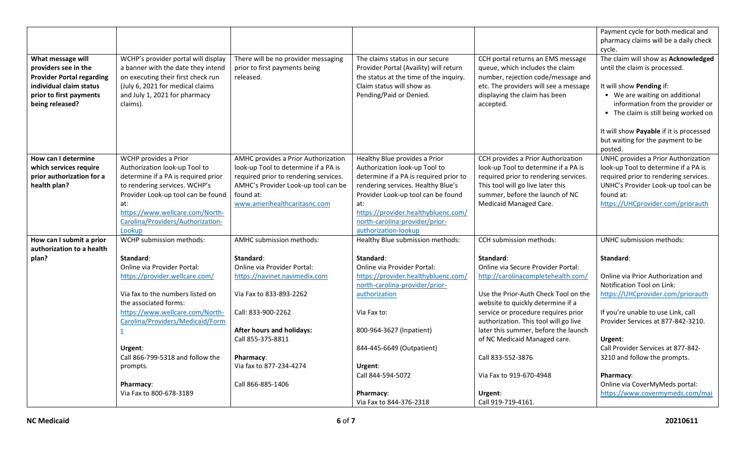| | | | | | |
|---|---|---|---|---|---|
| | | | | | Payment cycle for both medical and pharmacy claims will be a daily check cycle. |
| **What message will providers see in the Provider Portal regarding individual claim status prior to first payments being released?** | WCHP's provider portal will display a banner with the date they intend on executing their first check run (July 6, 2021 for medical claims and July 1, 2021 for pharmacy claims). | There will be no provider messaging prior to first payments being released. | The claims status in our secure Provider Portal (Availity) will return the status at the time of the inquiry. Claim status will show as Pending/Paid or Denied. | CCH portal returns an EMS message queue, which includes the claim number, rejection code/message and etc. The providers will see a message displaying the claim has been accepted. | The claim will show as **Acknowledged** until the claim is processed.<br><br>It will show **Pending** if:<br>• We are waiting on additional information from the provider or<br>• The claim is still being worked on<br><br>It will show **Payable** if it is processed but waiting for the payment to be posted. |
| **How can I determine which services require prior authorization for a health plan?** | WCHP provides a Prior Authorization look-up Tool to determine if a PA is required prior to rendering services. WCHP's Provider Look-up tool can be found at: https://www.wellcare.com/North-Carolina/Providers/Authorization-Lookup | AMHC provides a Prior Authorization look-up Tool to determine if a PA is required prior to rendering services. AMHC's Provider Look-up tool can be found at: www.amerihealthcaritasnc.com | Healthy Blue provides a Prior Authorization look-up Tool to determine if a PA is required prior to rendering services. Healthy Blue's Provider Look-up tool can be found at: https://provider.healthybluenc.com/north-carolina-provider/prior-authorization-lookup | CCH provides a Prior Authorization look-up Tool to determine if a PA is required prior to rendering services. This tool will go live later this summer, before the launch of NC Medicaid Managed Care. | UNHC provides a Prior Authorization look-up Tool to determine if a PA is required prior to rendering services. UNHC's Provider Look-up tool can be found at: https://UHCprovider.com/priorauth |
| **How can I submit a prior authorization to a health plan?** | WCHP submission methods:<br><br>**Standard**:<br>Online via Provider Portal: https://provider.wellcare.com/<br><br>Via fax to the numbers listed on the associated forms: https://www.wellcare.com/North-Carolina/Providers/Medicaid/Forms<br><br>**Urgent**:<br>Call 866-799-5318 and follow the prompts.<br><br>**Pharmacy**:<br>Via Fax to 800-678-3189 | AMHC submission methods:<br><br>**Standard**:<br>Online via Provider Portal: https://navinet.navimedix.com<br><br>Via Fax to 833-893-2262<br><br>Call: 833-900-2262<br><br>**After hours and holidays:**<br>Call 855-375-8811<br><br>**Pharmacy**:<br>Via fax to 877-234-4274<br><br>Call 866-885-1406 | Healthy Blue submission methods:<br><br>**Standard**:<br>Online via Provider Portal: https://provider.healthybluenc.com/north-carolina-provider/prior-authorization<br><br>Via Fax to:<br><br>800-964-3627 (Inpatient)<br><br>844-445-6649 (Outpatient)<br><br>**Urgent**:<br>Call 844-594-5072<br><br>**Pharmacy**:<br>Via Fax to 844-376-2318 | CCH submission methods:<br><br>**Standard**:<br>Online via Secure Provider Portal: http://carolinacompletehealth.com/<br><br>Use the Prior-Auth Check Tool on the website to quickly determine if a service or procedure requires prior authorization. This tool will go live later this summer, before the launch of NC Medicaid Managed care.<br><br>Call 833-552-3876<br><br>Via Fax to 919-670-4948<br><br>**Urgent**:<br>Call 919-719-4161. | UNHC submission methods:<br><br>**Standard**:<br><br>Online via Prior Authorization and Notification Tool on Link: https://UHCprovider.com/priorauth<br><br>If you're unable to use Link, call Provider Services at 877-842-3210.<br><br>**Urgent**:<br>Call Provider Services at 877-842-3210 and follow the prompts.<br><br>**Pharmacy**:<br>Online via CoverMyMeds portal: https://www.covermymeds.com/mai |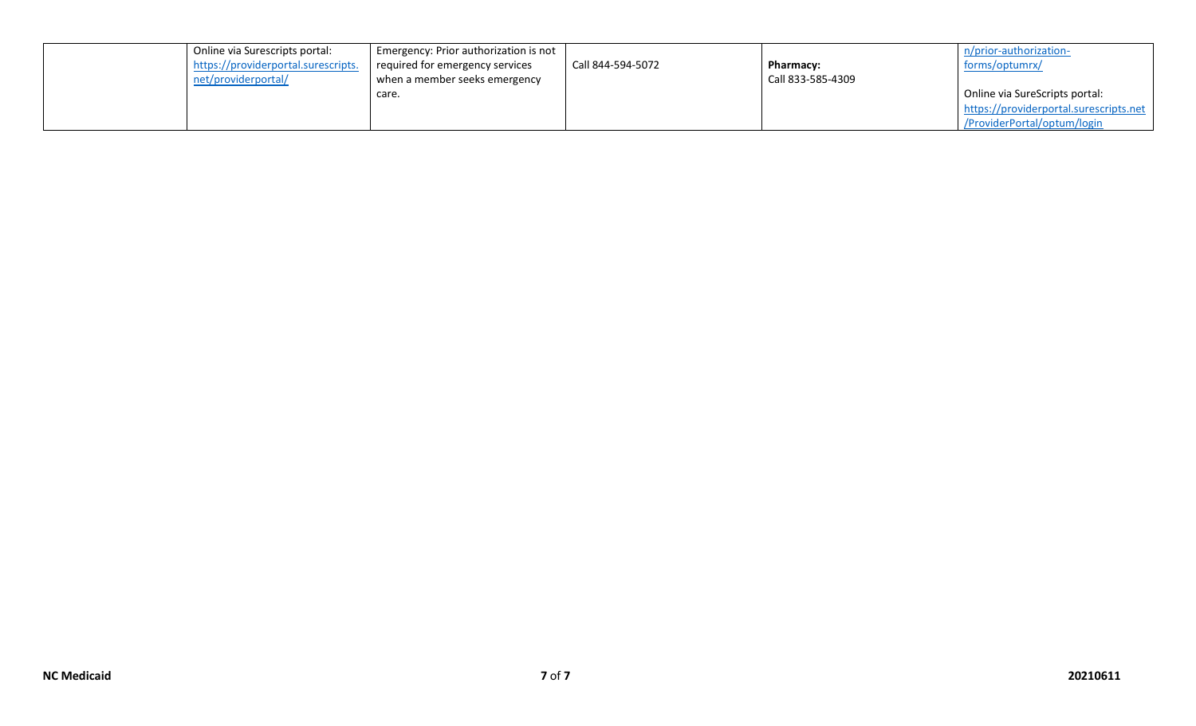| | | | | | |
|---|---|---|---|---|---|
| | Online via Surescripts portal: https://providerportal.surescripts.net/providerportal/ | Emergency: Prior authorization is not required for emergency services when a member seeks emergency care. | Call 844-594-5072 | **Pharmacy:** Call 833-585-4309 | n/prior-authorization-forms/optumrx/ Online via SureScripts portal: https://providerportal.surescripts.net/ProviderPortal/optum/login |